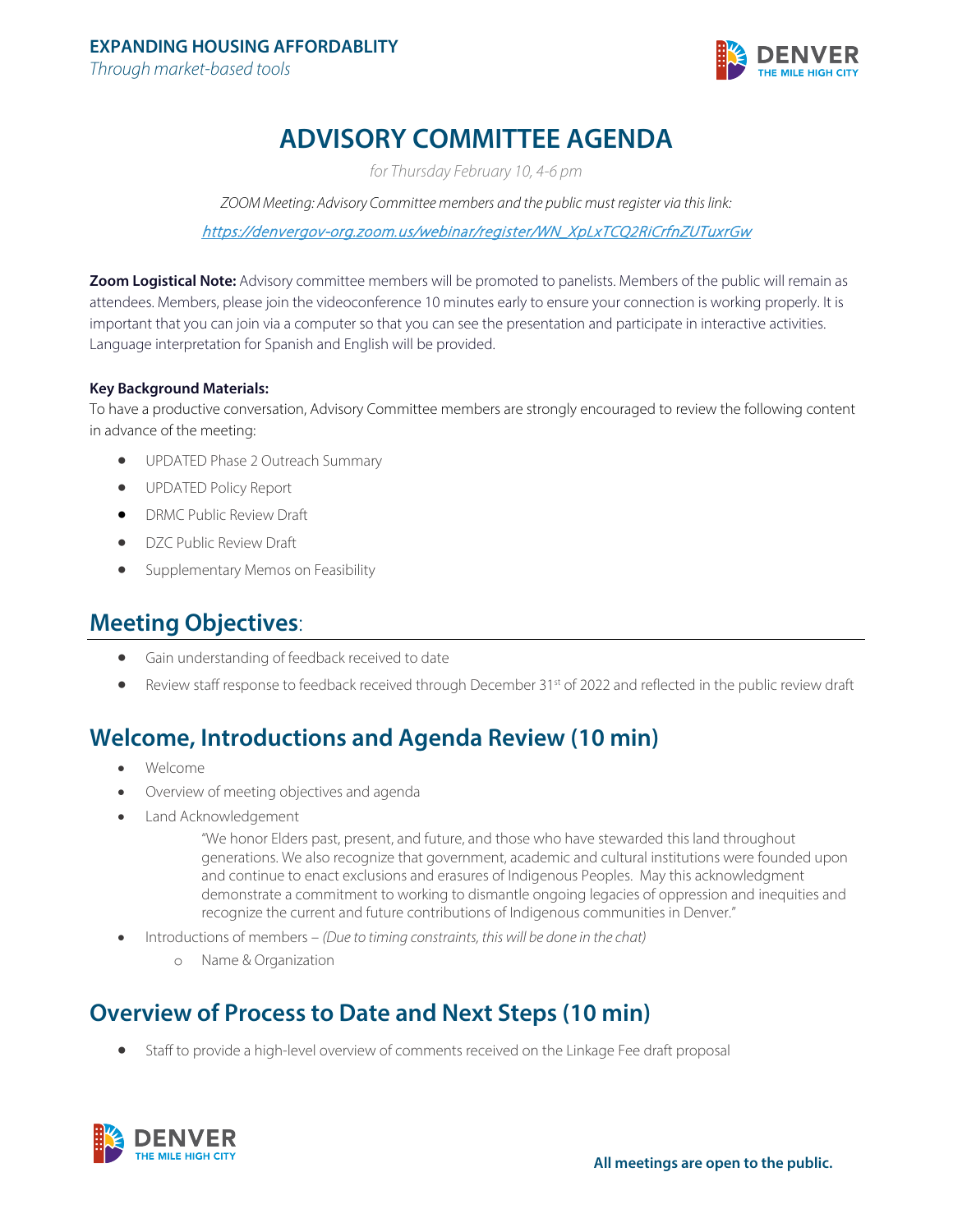**EXPANDING HOUSING AFFORDABLITY**
*Through market-based tools*

# ADVISORY COMMITTEE AGENDA

*for Thursday February 10, 4-6 pm*

*ZOOM Meeting: Advisory Committee members and the public must register via this link:*

https://denvergov-org.zoom.us/webinar/register/WN_XpLxTCQ2RiCrfnZUTuxrGw

**Zoom Logistical Note:** Advisory committee members will be promoted to panelists. Members of the public will remain as attendees. Members, please join the videoconference 10 minutes early to ensure your connection is working properly. It is important that you can join via a computer so that you can see the presentation and participate in interactive activities. Language interpretation for Spanish and English will be provided.

**Key Background Materials:**
To have a productive conversation, Advisory Committee members are strongly encouraged to review the following content in advance of the meeting:

- UPDATED Phase 2 Outreach Summary
- UPDATED Policy Report
- DRMC Public Review Draft
- DZC Public Review Draft
- Supplementary Memos on Feasibility

## Meeting Objectives:

- Gain understanding of feedback received to date
- Review staff response to feedback received through December 31st of 2022 and reflected in the public review draft

## Welcome, Introductions and Agenda Review (10 min)

- Welcome
- Overview of meeting objectives and agenda
- Land Acknowledgement

  "We honor Elders past, present, and future, and those who have stewarded this land throughout generations. We also recognize that government, academic and cultural institutions were founded upon and continue to enact exclusions and erasures of Indigenous Peoples. May this acknowledgment demonstrate a commitment to working to dismantle ongoing legacies of oppression and inequities and recognize the current and future contributions of Indigenous communities in Denver."
- Introductions of members – *(Due to timing constraints, this will be done in the chat)*
  - Name & Organization

## Overview of Process to Date and Next Steps (10 min)

- Staff to provide a high-level overview of comments received on the Linkage Fee draft proposal

**All meetings are open to the public.**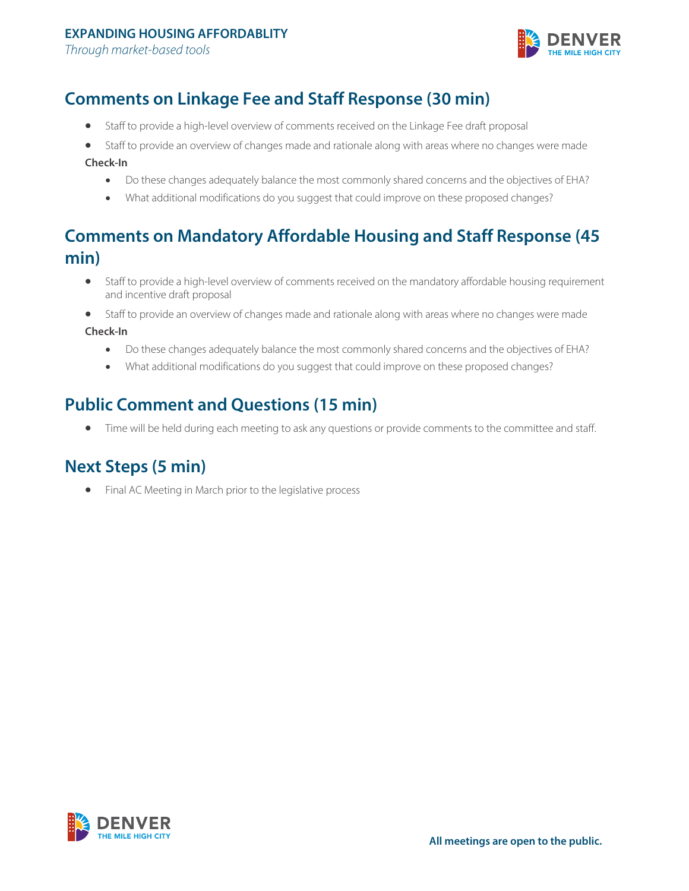## Comments on Linkage Fee and Staff Response (30 min)

- Staff to provide a high-level overview of comments received on the Linkage Fee draft proposal
- Staff to provide an overview of changes made and rationale along with areas where no changes were made

**Check-In**

- Do these changes adequately balance the most commonly shared concerns and the objectives of EHA?
- What additional modifications do you suggest that could improve on these proposed changes?

## Comments on Mandatory Affordable Housing and Staff Response (45 min)

- Staff to provide a high-level overview of comments received on the mandatory affordable housing requirement and incentive draft proposal
- Staff to provide an overview of changes made and rationale along with areas where no changes were made

**Check-In**

- Do these changes adequately balance the most commonly shared concerns and the objectives of EHA?
- What additional modifications do you suggest that could improve on these proposed changes?

## Public Comment and Questions (15 min)

- Time will be held during each meeting to ask any questions or provide comments to the committee and staff.

## Next Steps (5 min)

- Final AC Meeting in March prior to the legislative process